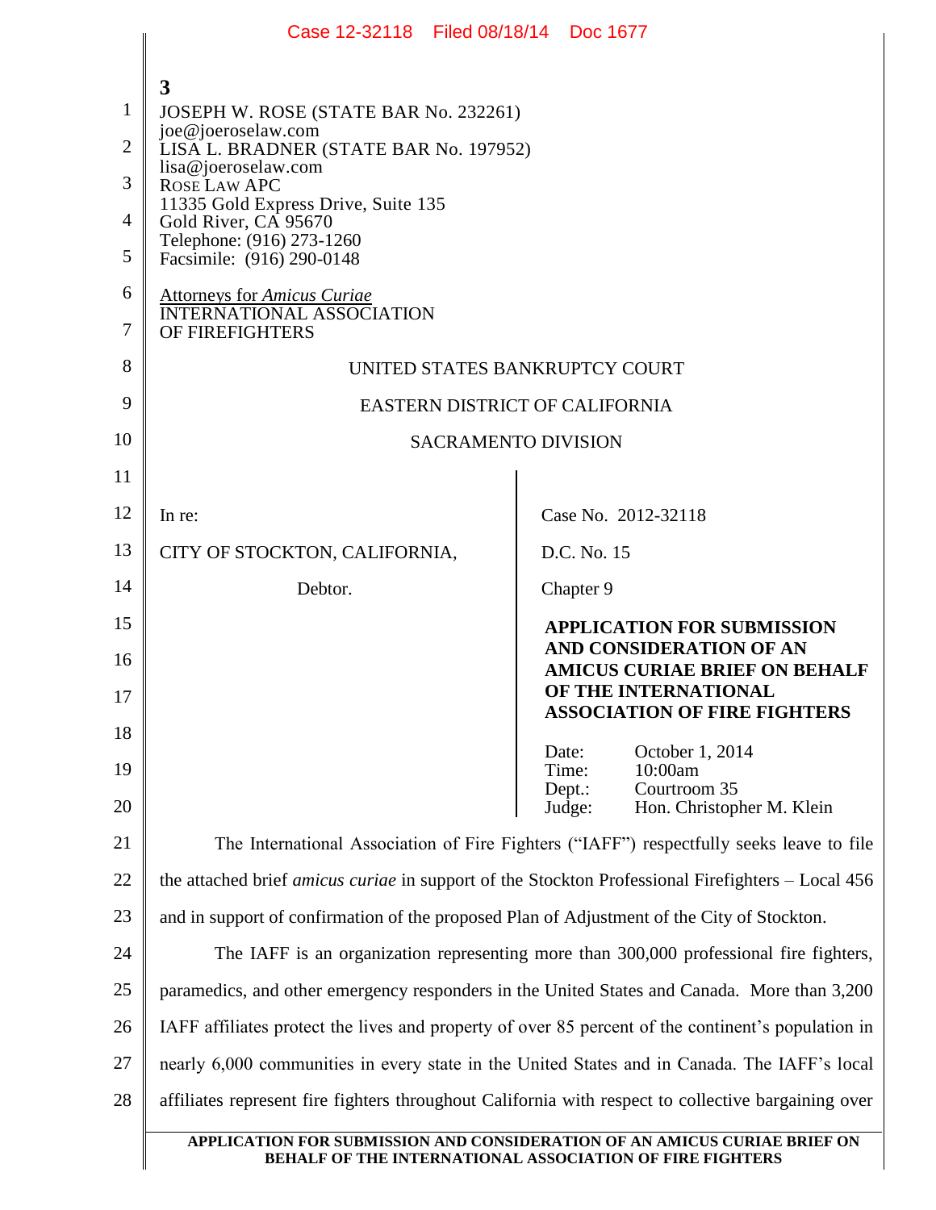JOSEPH W. ROSE (STATE BAR No. 232261)
joe@joeroselaw.com
LISA L. BRADNER (STATE BAR No. 197952)
lisa@joeroselaw.com
ROSE LAW APC
11335 Gold Express Drive, Suite 135
Gold River, CA 95670
Telephone: (916) 273-1260
Facsimile: (916) 290-0148

Attorneys for *Amicus Curiae*
INTERNATIONAL ASSOCIATION
OF FIREFIGHTERS

UNITED STATES BANKRUPTCY COURT

EASTERN DISTRICT OF CALIFORNIA

SACRAMENTO DIVISION

In re:

CITY OF STOCKTON, CALIFORNIA,

Debtor.

Case No. 2012-32118

D.C. No. 15

Chapter 9

**APPLICATION FOR SUBMISSION AND CONSIDERATION OF AN AMICUS CURIAE BRIEF ON BEHALF OF THE INTERNATIONAL ASSOCIATION OF FIRE FIGHTERS**

Date: October 1, 2014
Time: 10:00am
Dept.: Courtroom 35
Judge: Hon. Christopher M. Klein

The International Association of Fire Fighters ("IAFF") respectfully seeks leave to file the attached brief *amicus curiae* in support of the Stockton Professional Firefighters – Local 456 and in support of confirmation of the proposed Plan of Adjustment of the City of Stockton.

The IAFF is an organization representing more than 300,000 professional fire fighters, paramedics, and other emergency responders in the United States and Canada. More than 3,200 IAFF affiliates protect the lives and property of over 85 percent of the continent's population in nearly 6,000 communities in every state in the United States and in Canada. The IAFF's local affiliates represent fire fighters throughout California with respect to collective bargaining over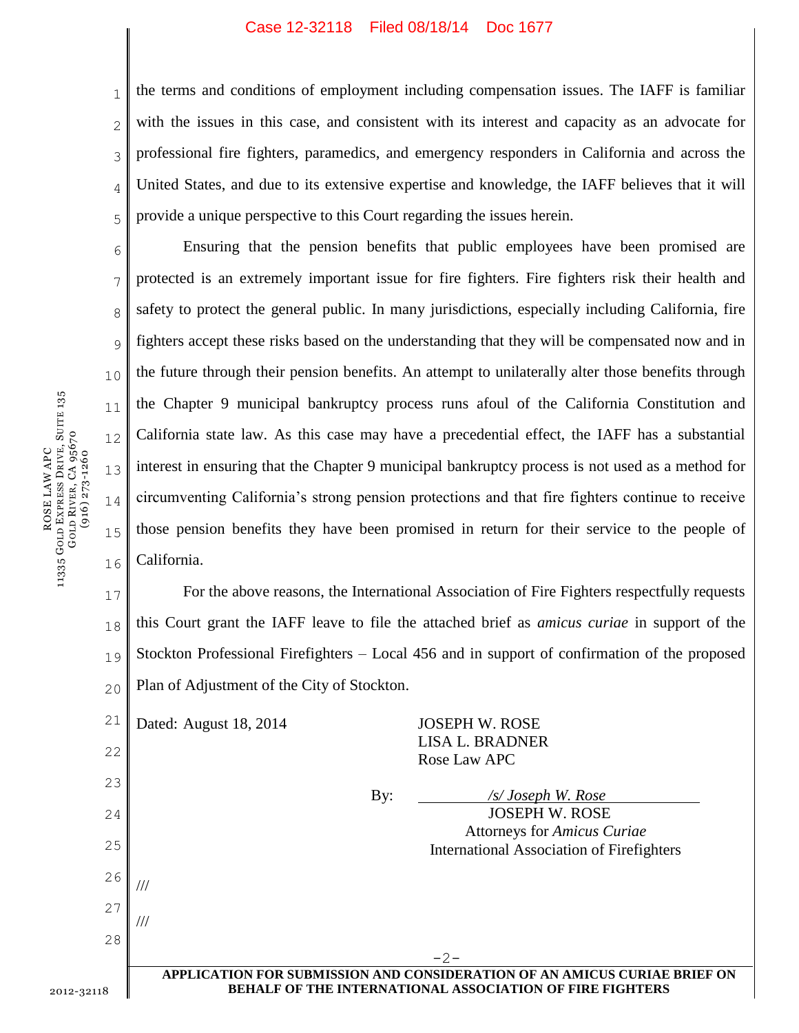the terms and conditions of employment including compensation issues. The IAFF is familiar with the issues in this case, and consistent with its interest and capacity as an advocate for professional fire fighters, paramedics, and emergency responders in California and across the United States, and due to its extensive expertise and knowledge, the IAFF believes that it will provide a unique perspective to this Court regarding the issues herein.

Ensuring that the pension benefits that public employees have been promised are protected is an extremely important issue for fire fighters. Fire fighters risk their health and safety to protect the general public. In many jurisdictions, especially including California, fire fighters accept these risks based on the understanding that they will be compensated now and in the future through their pension benefits. An attempt to unilaterally alter those benefits through the Chapter 9 municipal bankruptcy process runs afoul of the California Constitution and California state law. As this case may have a precedential effect, the IAFF has a substantial interest in ensuring that the Chapter 9 municipal bankruptcy process is not used as a method for circumventing California's strong pension protections and that fire fighters continue to receive those pension benefits they have been promised in return for their service to the people of California.

For the above reasons, the International Association of Fire Fighters respectfully requests this Court grant the IAFF leave to file the attached brief as *amicus curiae* in support of the Stockton Professional Firefighters – Local 456 and in support of confirmation of the proposed Plan of Adjustment of the City of Stockton.

Dated: August 18, 2014

JOSEPH W. ROSE
LISA L. BRADNER
Rose Law APC

By: /s/ Joseph W. Rose
JOSEPH W. ROSE
Attorneys for *Amicus Curiae*
International Association of Firefighters

///

///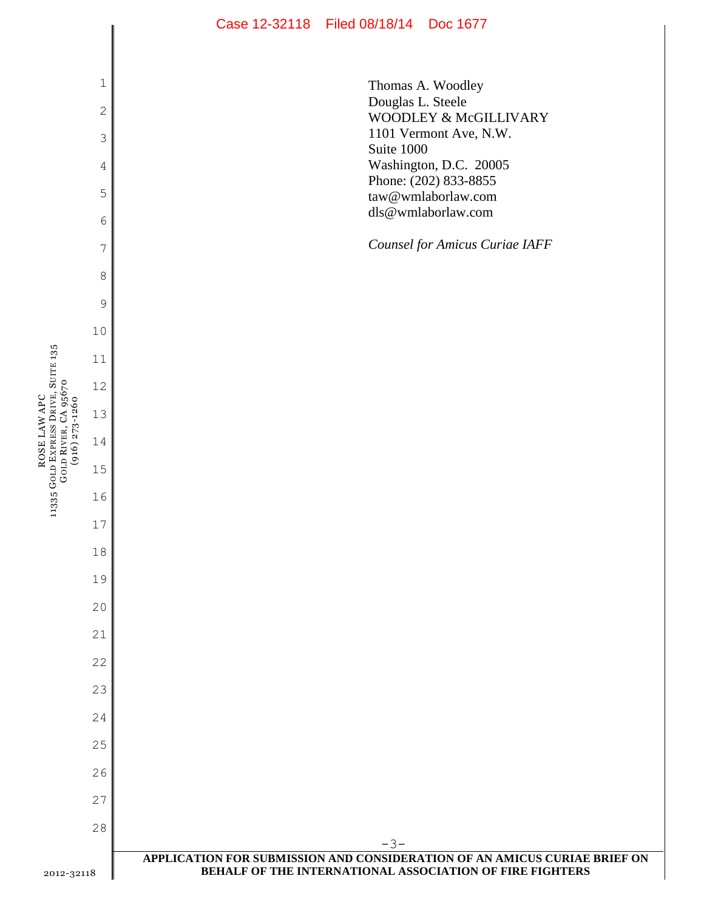Thomas A. Woodley
Douglas L. Steele
WOODLEY & McGILLIVARY
1101 Vermont Ave, N.W.
Suite 1000
Washington, D.C. 20005
Phone: (202) 833-8855
taw@wmlaborlaw.com
dls@wmlaborlaw.com

*Counsel for Amicus Curiae IAFF*